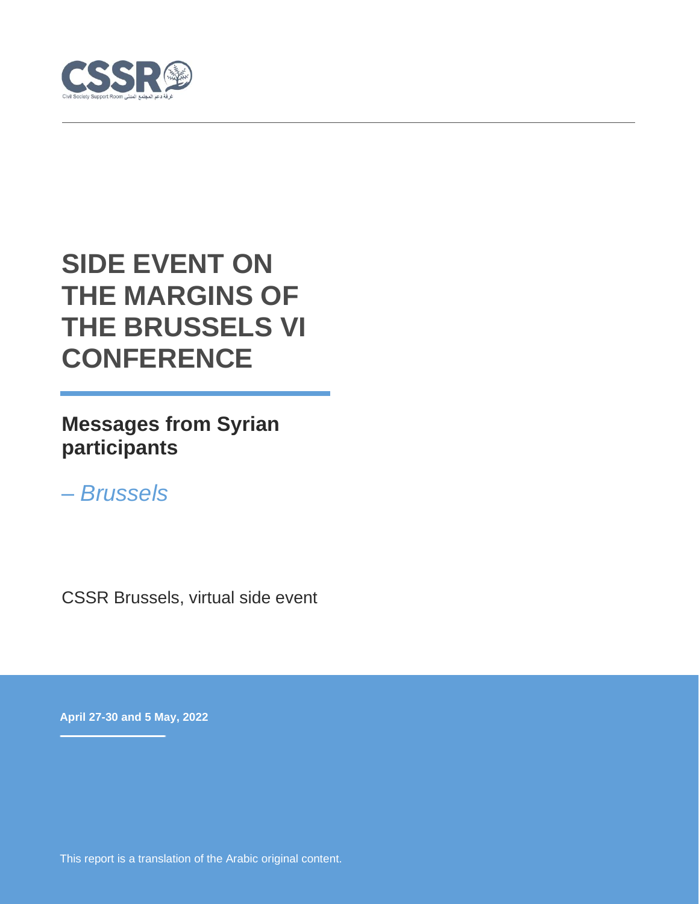CSSR
Civil Society Support Room غرفة دعم المجتمع المدني

# SIDE EVENT ON THE MARGINS OF THE BRUSSELS VI CONFERENCE

## Messages from Syrian participants

*– Brussels*

CSSR Brussels, virtual side event

**April 27-30 and 5 May, 2022**

This report is a translation of the Arabic original content.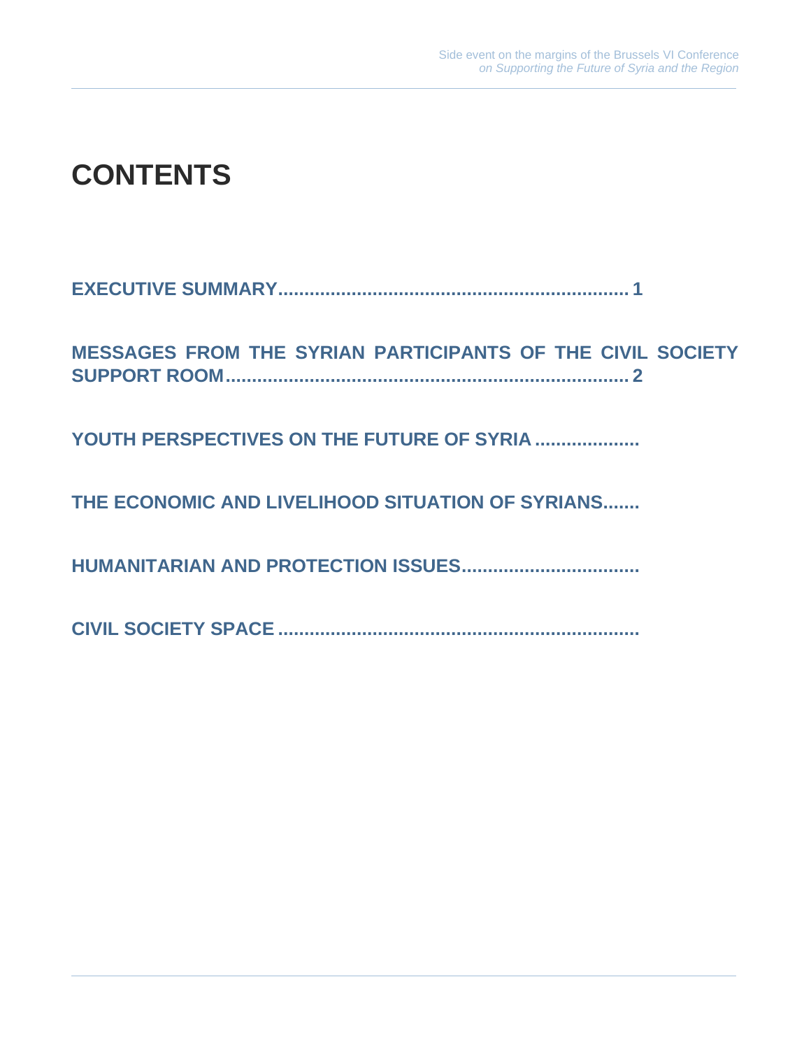# CONTENTS

**EXECUTIVE SUMMARY................................................................. 1**

**MESSAGES FROM THE SYRIAN PARTICIPANTS OF THE CIVIL SOCIETY SUPPORT ROOM.......................................................................... 2**

**YOUTH PERSPECTIVES ON THE FUTURE OF SYRIA ....................**

**THE ECONOMIC AND LIVELIHOOD SITUATION OF SYRIANS.......**

**HUMANITARIAN AND PROTECTION ISSUES.................................**

**CIVIL SOCIETY SPACE ....................................................................**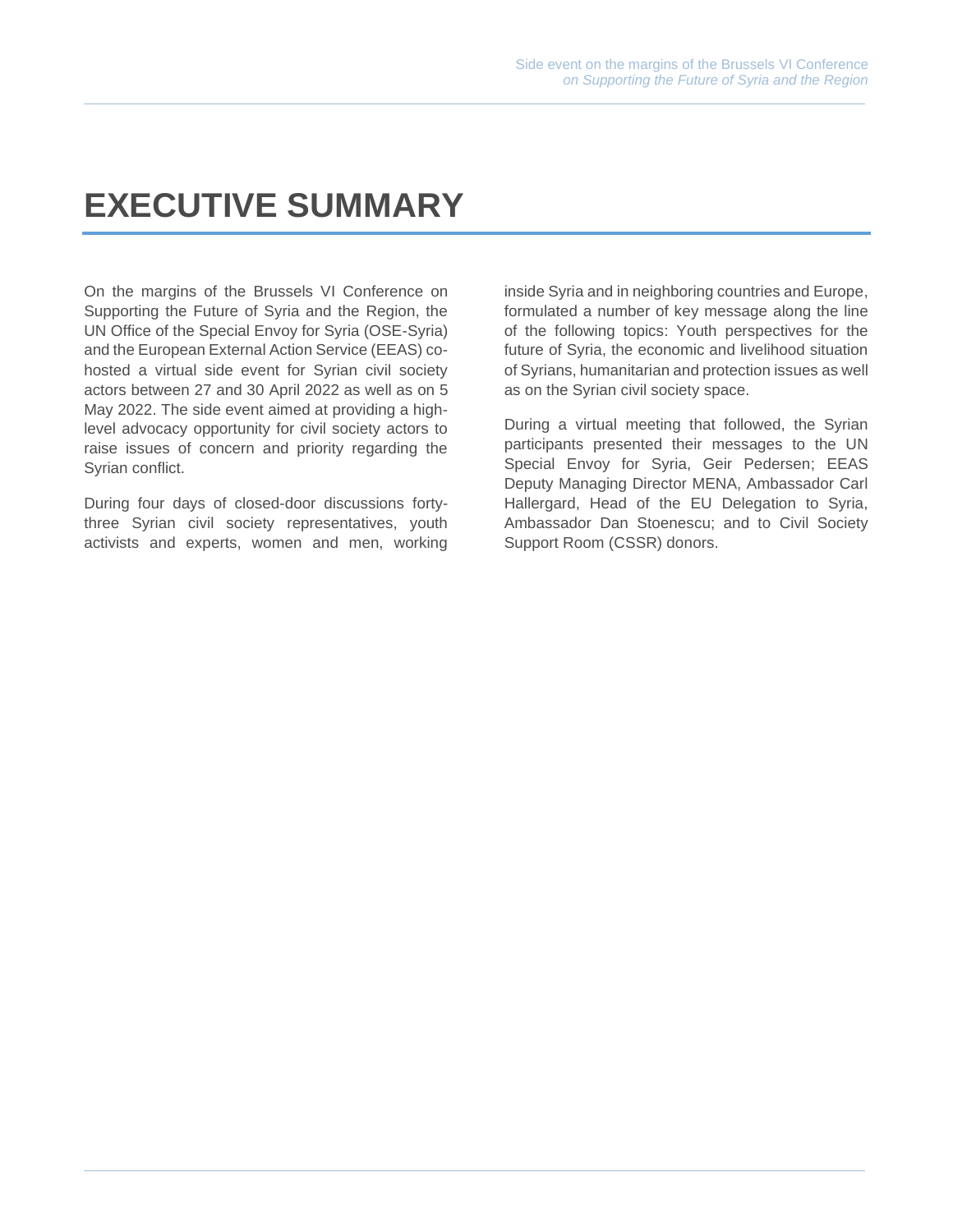# EXECUTIVE SUMMARY

On the margins of the Brussels VI Conference on Supporting the Future of Syria and the Region, the UN Office of the Special Envoy for Syria (OSE-Syria) and the European External Action Service (EEAS) co-hosted a virtual side event for Syrian civil society actors between 27 and 30 April 2022 as well as on 5 May 2022. The side event aimed at providing a high-level advocacy opportunity for civil society actors to raise issues of concern and priority regarding the Syrian conflict.

During four days of closed-door discussions forty-three Syrian civil society representatives, youth activists and experts, women and men, working inside Syria and in neighboring countries and Europe, formulated a number of key message along the line of the following topics: Youth perspectives for the future of Syria, the economic and livelihood situation of Syrians, humanitarian and protection issues as well as on the Syrian civil society space.

During a virtual meeting that followed, the Syrian participants presented their messages to the UN Special Envoy for Syria, Geir Pedersen; EEAS Deputy Managing Director MENA, Ambassador Carl Hallergard, Head of the EU Delegation to Syria, Ambassador Dan Stoenescu; and to Civil Society Support Room (CSSR) donors.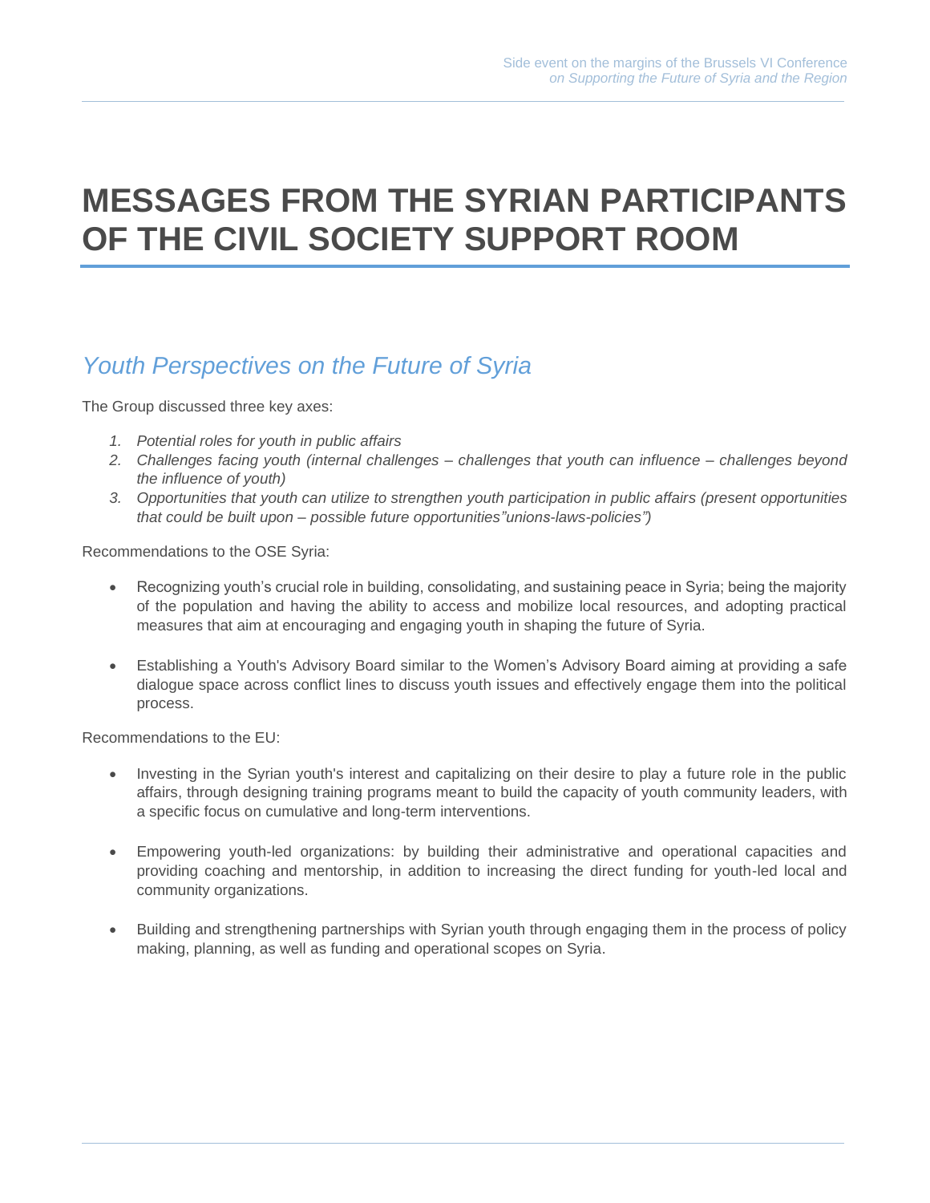# MESSAGES FROM THE SYRIAN PARTICIPANTS OF THE CIVIL SOCIETY SUPPORT ROOM

## *Youth Perspectives on the Future of Syria*

The Group discussed three key axes:

1. *Potential roles for youth in public affairs*
2. *Challenges facing youth (internal challenges – challenges that youth can influence – challenges beyond the influence of youth)*
3. *Opportunities that youth can utilize to strengthen youth participation in public affairs (present opportunities that could be built upon – possible future opportunities"unions-laws-policies")*

Recommendations to the OSE Syria:

- Recognizing youth's crucial role in building, consolidating, and sustaining peace in Syria; being the majority of the population and having the ability to access and mobilize local resources, and adopting practical measures that aim at encouraging and engaging youth in shaping the future of Syria.

- Establishing a Youth's Advisory Board similar to the Women's Advisory Board aiming at providing a safe dialogue space across conflict lines to discuss youth issues and effectively engage them into the political process.

Recommendations to the EU:

- Investing in the Syrian youth's interest and capitalizing on their desire to play a future role in the public affairs, through designing training programs meant to build the capacity of youth community leaders, with a specific focus on cumulative and long-term interventions.

- Empowering youth-led organizations: by building their administrative and operational capacities and providing coaching and mentorship, in addition to increasing the direct funding for youth-led local and community organizations.

- Building and strengthening partnerships with Syrian youth through engaging them in the process of policy making, planning, as well as funding and operational scopes on Syria.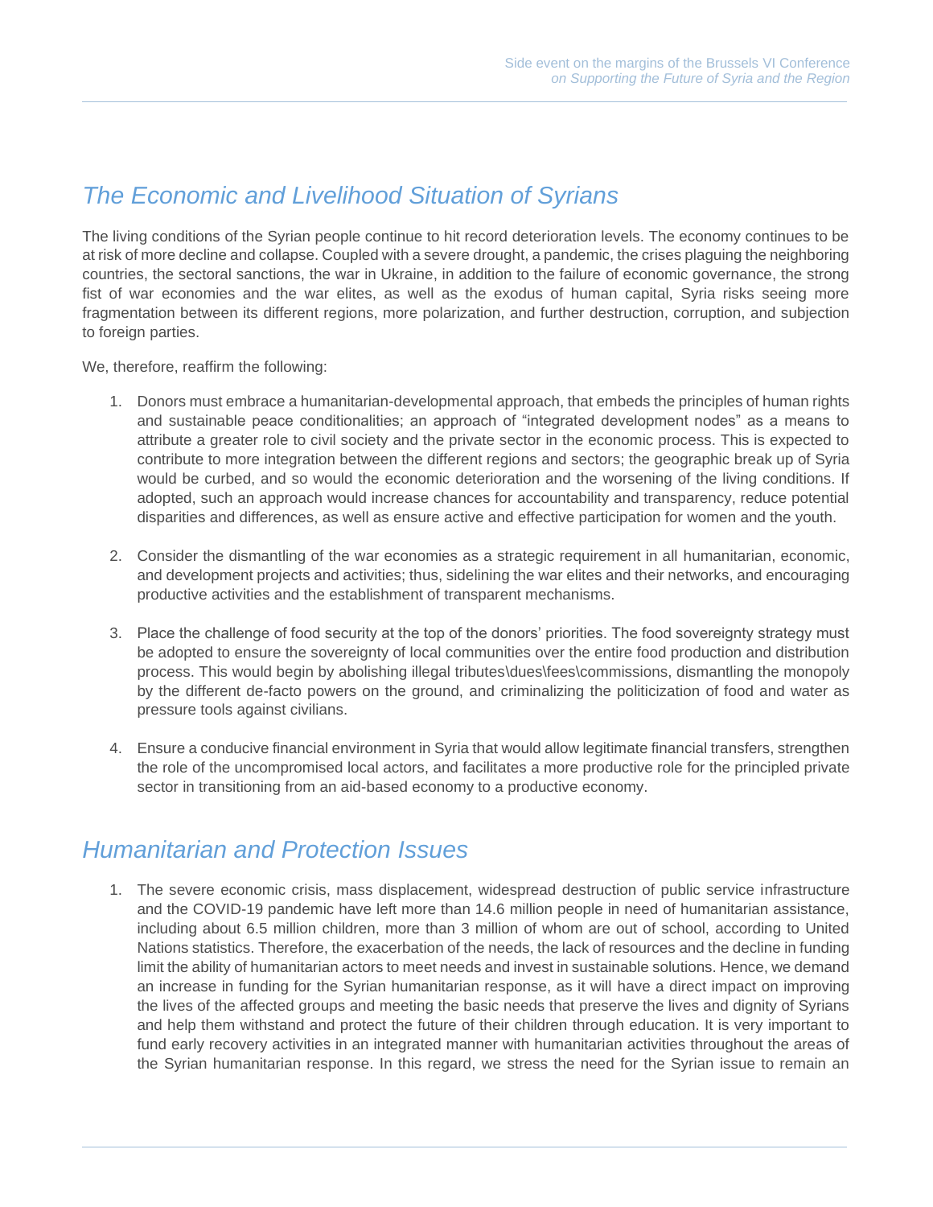## *The Economic and Livelihood Situation of Syrians*

The living conditions of the Syrian people continue to hit record deterioration levels. The economy continues to be at risk of more decline and collapse. Coupled with a severe drought, a pandemic, the crises plaguing the neighboring countries, the sectoral sanctions, the war in Ukraine, in addition to the failure of economic governance, the strong fist of war economies and the war elites, as well as the exodus of human capital, Syria risks seeing more fragmentation between its different regions, more polarization, and further destruction, corruption, and subjection to foreign parties.

We, therefore, reaffirm the following:

1. Donors must embrace a humanitarian-developmental approach, that embeds the principles of human rights and sustainable peace conditionalities; an approach of "integrated development nodes" as a means to attribute a greater role to civil society and the private sector in the economic process. This is expected to contribute to more integration between the different regions and sectors; the geographic break up of Syria would be curbed, and so would the economic deterioration and the worsening of the living conditions. If adopted, such an approach would increase chances for accountability and transparency, reduce potential disparities and differences, as well as ensure active and effective participation for women and the youth.

2. Consider the dismantling of the war economies as a strategic requirement in all humanitarian, economic, and development projects and activities; thus, sidelining the war elites and their networks, and encouraging productive activities and the establishment of transparent mechanisms.

3. Place the challenge of food security at the top of the donors' priorities. The food sovereignty strategy must be adopted to ensure the sovereignty of local communities over the entire food production and distribution process. This would begin by abolishing illegal tributes\dues\fees\commissions, dismantling the monopoly by the different de-facto powers on the ground, and criminalizing the politicization of food and water as pressure tools against civilians.

4. Ensure a conducive financial environment in Syria that would allow legitimate financial transfers, strengthen the role of the uncompromised local actors, and facilitates a more productive role for the principled private sector in transitioning from an aid-based economy to a productive economy.

## *Humanitarian and Protection Issues*

1. The severe economic crisis, mass displacement, widespread destruction of public service infrastructure and the COVID-19 pandemic have left more than 14.6 million people in need of humanitarian assistance, including about 6.5 million children, more than 3 million of whom are out of school, according to United Nations statistics. Therefore, the exacerbation of the needs, the lack of resources and the decline in funding limit the ability of humanitarian actors to meet needs and invest in sustainable solutions. Hence, we demand an increase in funding for the Syrian humanitarian response, as it will have a direct impact on improving the lives of the affected groups and meeting the basic needs that preserve the lives and dignity of Syrians and help them withstand and protect the future of their children through education. It is very important to fund early recovery activities in an integrated manner with humanitarian activities throughout the areas of the Syrian humanitarian response. In this regard, we stress the need for the Syrian issue to remain an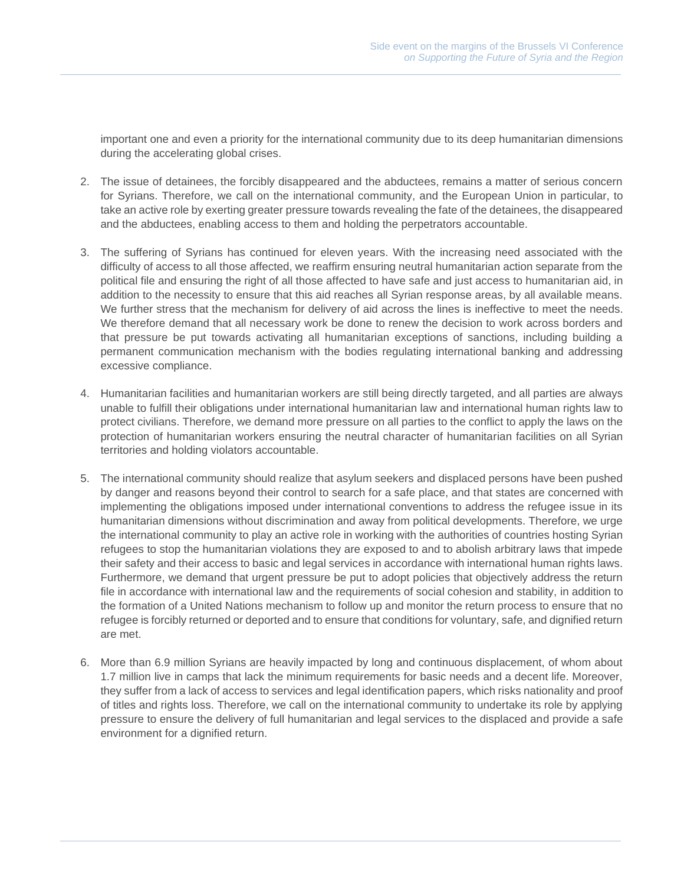important one and even a priority for the international community due to its deep humanitarian dimensions during the accelerating global crises.

2. The issue of detainees, the forcibly disappeared and the abductees, remains a matter of serious concern for Syrians. Therefore, we call on the international community, and the European Union in particular, to take an active role by exerting greater pressure towards revealing the fate of the detainees, the disappeared and the abductees, enabling access to them and holding the perpetrators accountable.

3. The suffering of Syrians has continued for eleven years. With the increasing need associated with the difficulty of access to all those affected, we reaffirm ensuring neutral humanitarian action separate from the political file and ensuring the right of all those affected to have safe and just access to humanitarian aid, in addition to the necessity to ensure that this aid reaches all Syrian response areas, by all available means. We further stress that the mechanism for delivery of aid across the lines is ineffective to meet the needs. We therefore demand that all necessary work be done to renew the decision to work across borders and that pressure be put towards activating all humanitarian exceptions of sanctions, including building a permanent communication mechanism with the bodies regulating international banking and addressing excessive compliance.

4. Humanitarian facilities and humanitarian workers are still being directly targeted, and all parties are always unable to fulfill their obligations under international humanitarian law and international human rights law to protect civilians. Therefore, we demand more pressure on all parties to the conflict to apply the laws on the protection of humanitarian workers ensuring the neutral character of humanitarian facilities on all Syrian territories and holding violators accountable.

5. The international community should realize that asylum seekers and displaced persons have been pushed by danger and reasons beyond their control to search for a safe place, and that states are concerned with implementing the obligations imposed under international conventions to address the refugee issue in its humanitarian dimensions without discrimination and away from political developments. Therefore, we urge the international community to play an active role in working with the authorities of countries hosting Syrian refugees to stop the humanitarian violations they are exposed to and to abolish arbitrary laws that impede their safety and their access to basic and legal services in accordance with international human rights laws. Furthermore, we demand that urgent pressure be put to adopt policies that objectively address the return file in accordance with international law and the requirements of social cohesion and stability, in addition to the formation of a United Nations mechanism to follow up and monitor the return process to ensure that no refugee is forcibly returned or deported and to ensure that conditions for voluntary, safe, and dignified return are met.

6. More than 6.9 million Syrians are heavily impacted by long and continuous displacement, of whom about 1.7 million live in camps that lack the minimum requirements for basic needs and a decent life. Moreover, they suffer from a lack of access to services and legal identification papers, which risks nationality and proof of titles and rights loss. Therefore, we call on the international community to undertake its role by applying pressure to ensure the delivery of full humanitarian and legal services to the displaced and provide a safe environment for a dignified return.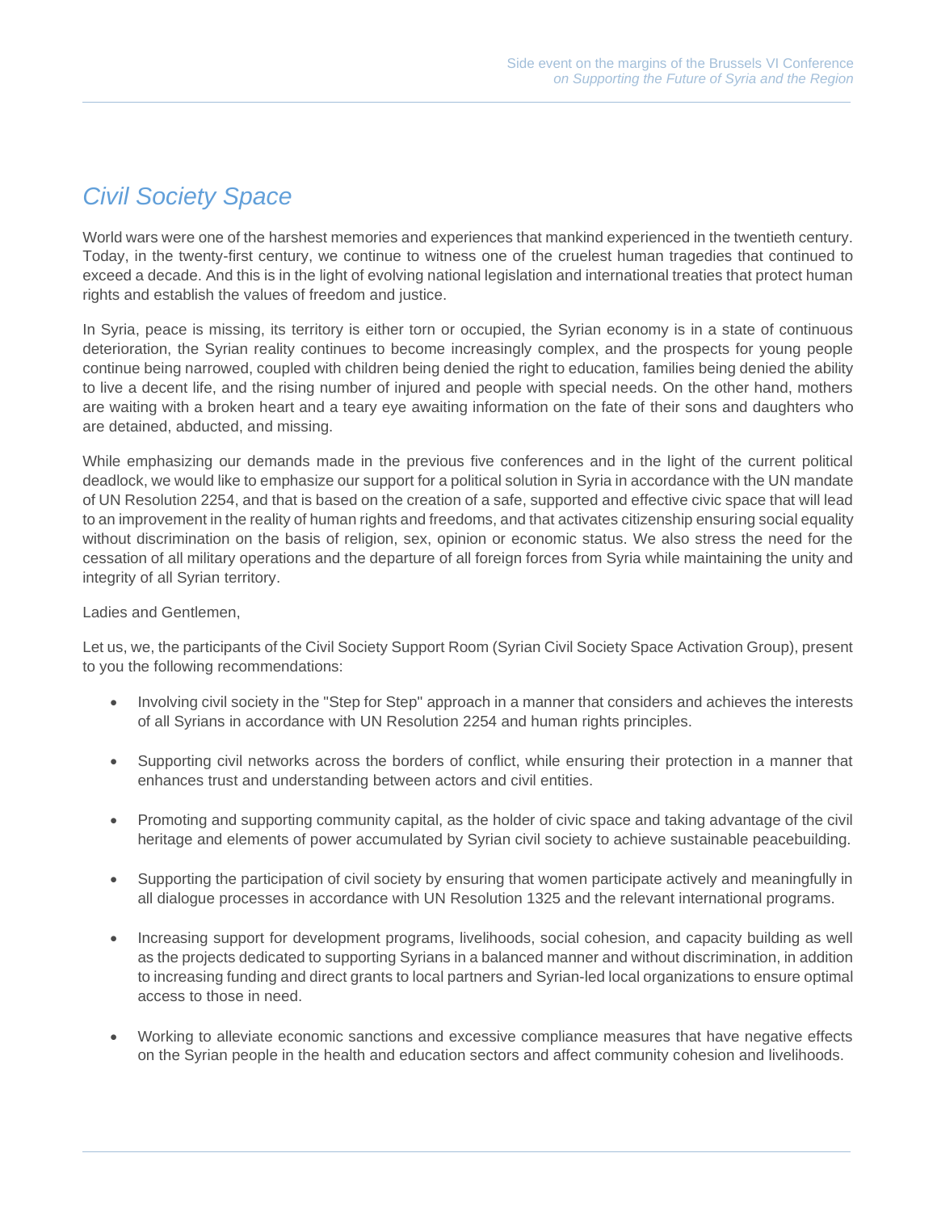## *Civil Society Space*

World wars were one of the harshest memories and experiences that mankind experienced in the twentieth century. Today, in the twenty-first century, we continue to witness one of the cruelest human tragedies that continued to exceed a decade. And this is in the light of evolving national legislation and international treaties that protect human rights and establish the values of freedom and justice.

In Syria, peace is missing, its territory is either torn or occupied, the Syrian economy is in a state of continuous deterioration, the Syrian reality continues to become increasingly complex, and the prospects for young people continue being narrowed, coupled with children being denied the right to education, families being denied the ability to live a decent life, and the rising number of injured and people with special needs. On the other hand, mothers are waiting with a broken heart and a teary eye awaiting information on the fate of their sons and daughters who are detained, abducted, and missing.

While emphasizing our demands made in the previous five conferences and in the light of the current political deadlock, we would like to emphasize our support for a political solution in Syria in accordance with the UN mandate of UN Resolution 2254, and that is based on the creation of a safe, supported and effective civic space that will lead to an improvement in the reality of human rights and freedoms, and that activates citizenship ensuring social equality without discrimination on the basis of religion, sex, opinion or economic status. We also stress the need for the cessation of all military operations and the departure of all foreign forces from Syria while maintaining the unity and integrity of all Syrian territory.

Ladies and Gentlemen,

Let us, we, the participants of the Civil Society Support Room (Syrian Civil Society Space Activation Group), present to you the following recommendations:

- Involving civil society in the "Step for Step" approach in a manner that considers and achieves the interests of all Syrians in accordance with UN Resolution 2254 and human rights principles.
- Supporting civil networks across the borders of conflict, while ensuring their protection in a manner that enhances trust and understanding between actors and civil entities.
- Promoting and supporting community capital, as the holder of civic space and taking advantage of the civil heritage and elements of power accumulated by Syrian civil society to achieve sustainable peacebuilding.
- Supporting the participation of civil society by ensuring that women participate actively and meaningfully in all dialogue processes in accordance with UN Resolution 1325 and the relevant international programs.
- Increasing support for development programs, livelihoods, social cohesion, and capacity building as well as the projects dedicated to supporting Syrians in a balanced manner and without discrimination, in addition to increasing funding and direct grants to local partners and Syrian-led local organizations to ensure optimal access to those in need.
- Working to alleviate economic sanctions and excessive compliance measures that have negative effects on the Syrian people in the health and education sectors and affect community cohesion and livelihoods.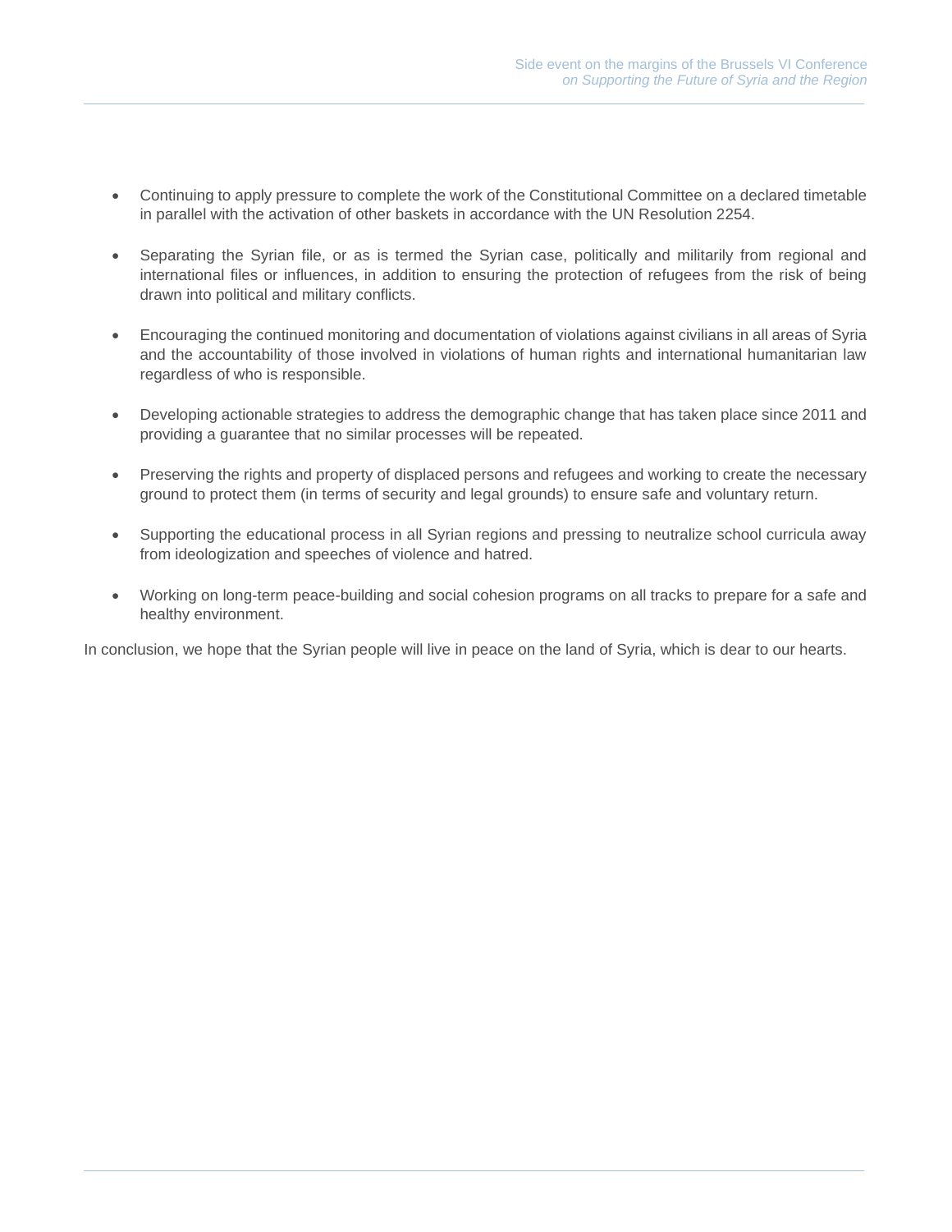- Continuing to apply pressure to complete the work of the Constitutional Committee on a declared timetable in parallel with the activation of other baskets in accordance with the UN Resolution 2254.

- Separating the Syrian file, or as is termed the Syrian case, politically and militarily from regional and international files or influences, in addition to ensuring the protection of refugees from the risk of being drawn into political and military conflicts.

- Encouraging the continued monitoring and documentation of violations against civilians in all areas of Syria and the accountability of those involved in violations of human rights and international humanitarian law regardless of who is responsible.

- Developing actionable strategies to address the demographic change that has taken place since 2011 and providing a guarantee that no similar processes will be repeated.

- Preserving the rights and property of displaced persons and refugees and working to create the necessary ground to protect them (in terms of security and legal grounds) to ensure safe and voluntary return.

- Supporting the educational process in all Syrian regions and pressing to neutralize school curricula away from ideologization and speeches of violence and hatred.

- Working on long-term peace-building and social cohesion programs on all tracks to prepare for a safe and healthy environment.

In conclusion, we hope that the Syrian people will live in peace on the land of Syria, which is dear to our hearts.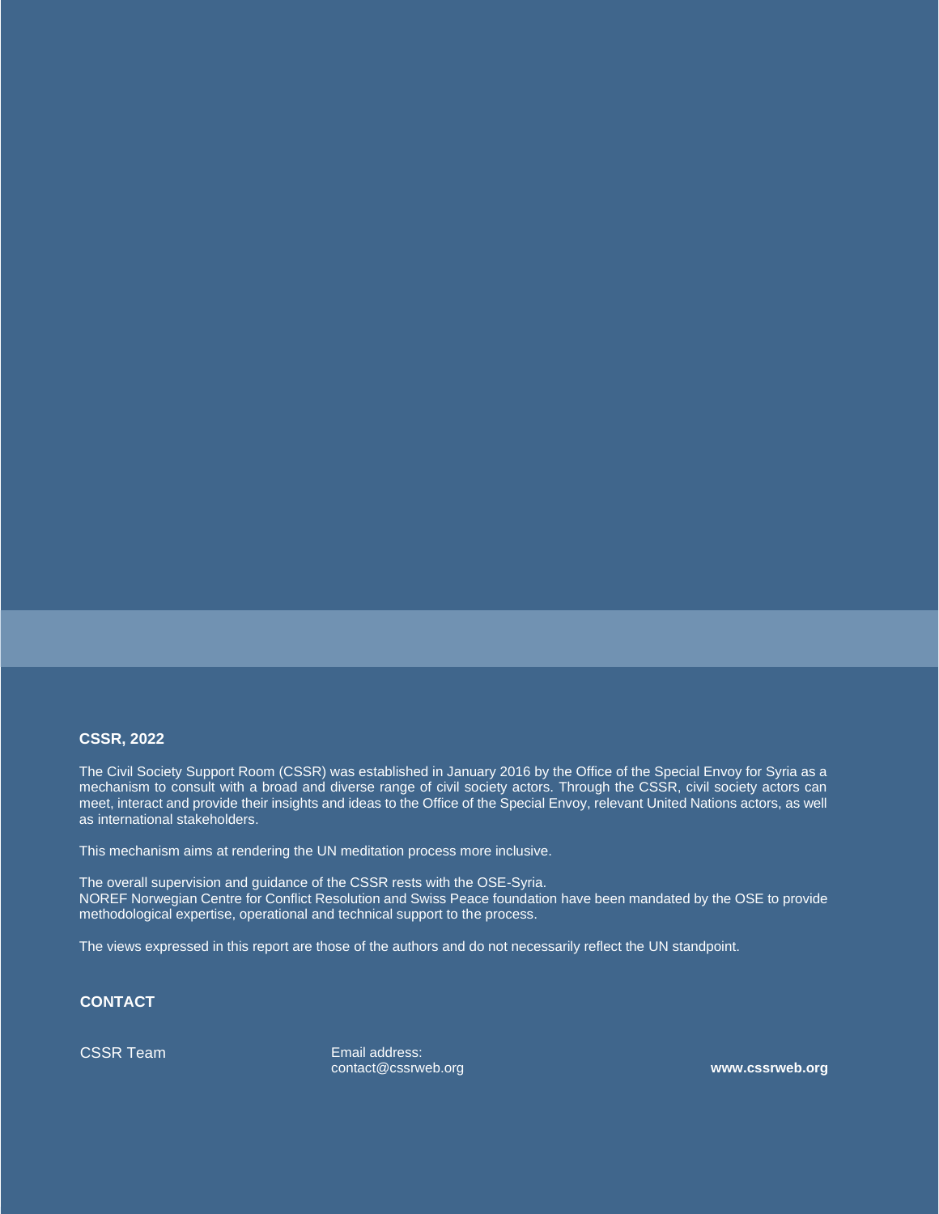**CSSR, 2022**

The Civil Society Support Room (CSSR) was established in January 2016 by the Office of the Special Envoy for Syria as a mechanism to consult with a broad and diverse range of civil society actors. Through the CSSR, civil society actors can meet, interact and provide their insights and ideas to the Office of the Special Envoy, relevant United Nations actors, as well as international stakeholders.

This mechanism aims at rendering the UN meditation process more inclusive.

The overall supervision and guidance of the CSSR rests with the OSE-Syria.
NOREF Norwegian Centre for Conflict Resolution and Swiss Peace foundation have been mandated by the OSE to provide methodological expertise, operational and technical support to the process.

The views expressed in this report are those of the authors and do not necessarily reflect the UN standpoint.

**CONTACT**

CSSR Team

Email address:
contact@cssrweb.org

**www.cssrweb.org**